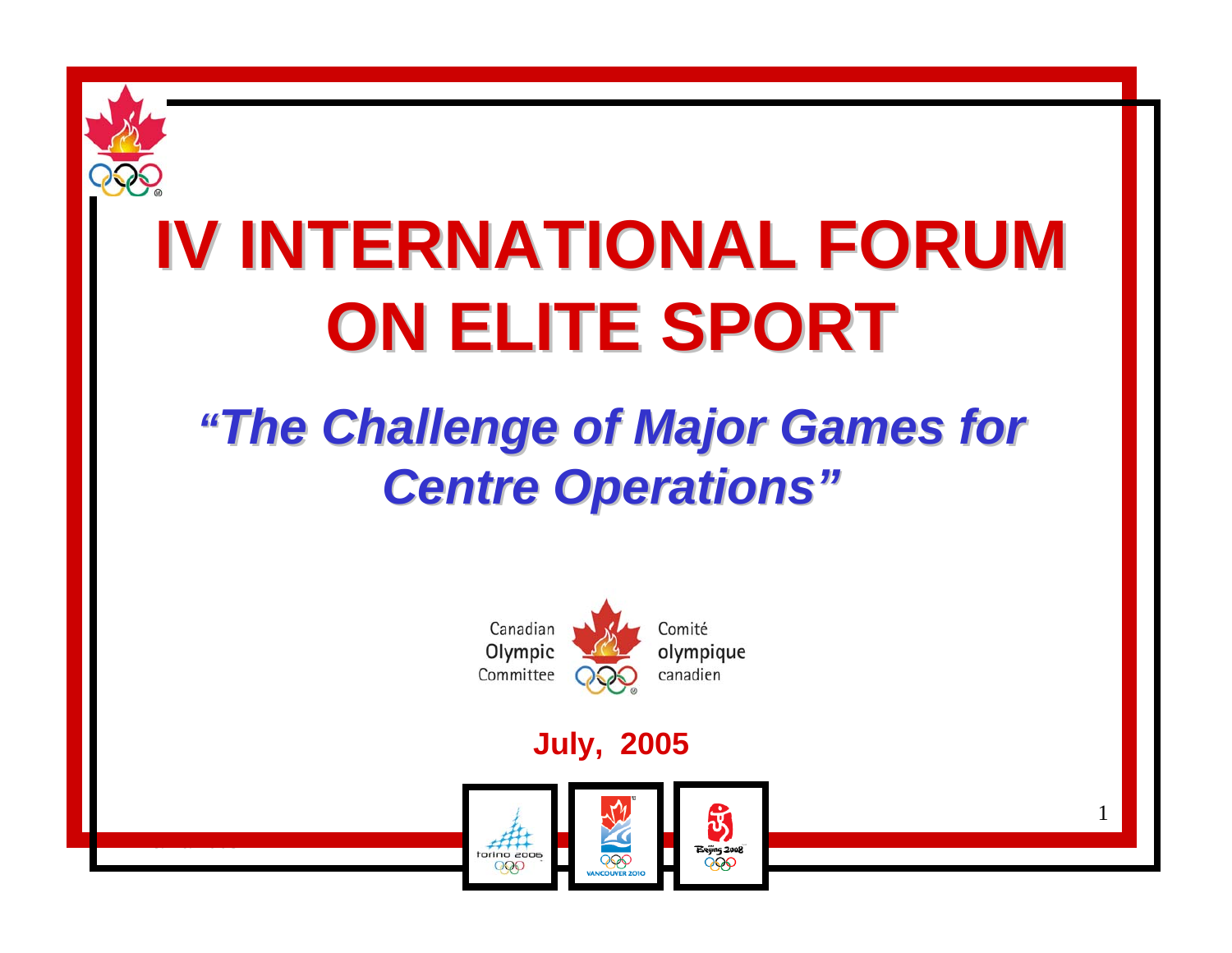# IV INTERNATIONAL FORUM ON ELITE SPORT

## *"The Challenge of Major Games for Centre Operations"*

Canadian Olympic Committee

Comité olympique canadien

**July, 2005**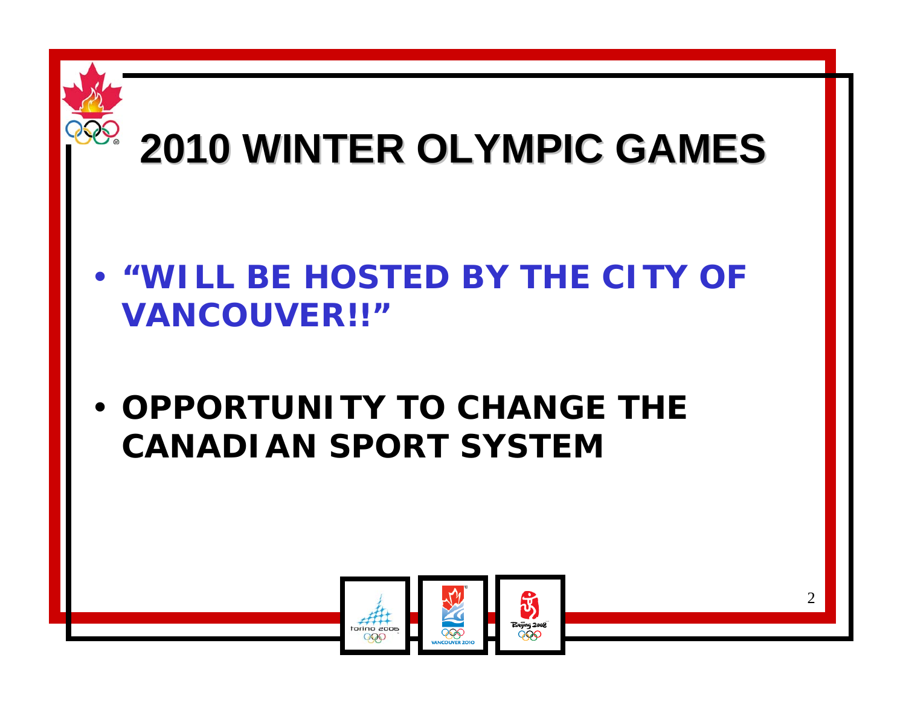# 2010 WINTER OLYMPIC GAMES

- ***"WILL BE HOSTED BY THE CITY OF VANCOUVER!!"***

- **OPPORTUNITY TO CHANGE THE CANADIAN SPORT SYSTEM**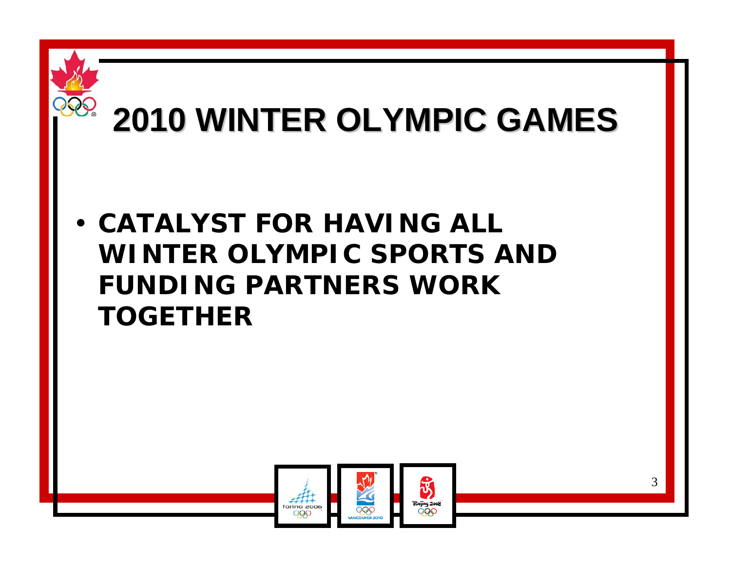# 2010 WINTER OLYMPIC GAMES

- CATALYST FOR HAVING ALL WINTER OLYMPIC SPORTS AND FUNDING PARTNERS WORK TOGETHER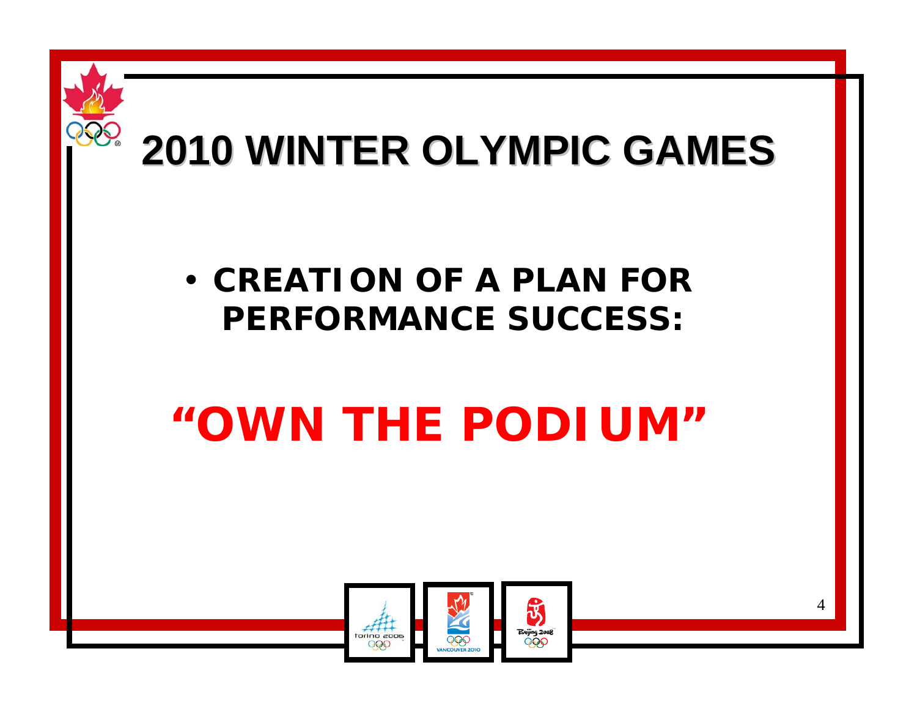# 2010 WINTER OLYMPIC GAMES

- **CREATION OF A PLAN FOR PERFORMANCE SUCCESS:**

## "OWN THE PODIUM"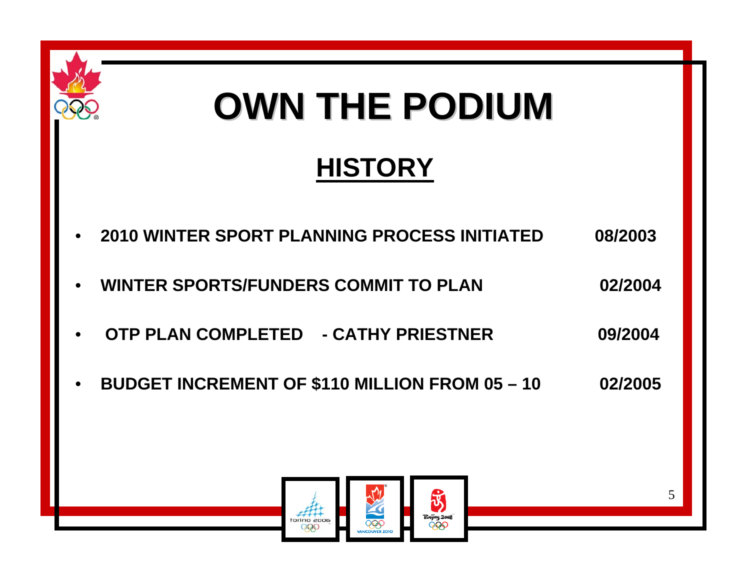# OWN THE PODIUM

## HISTORY

- **2010 WINTER SPORT PLANNING PROCESS INITIATED** **08/2003**
- **WINTER SPORTS/FUNDERS COMMIT TO PLAN** **02/2004**
- **OTP PLAN COMPLETED - CATHY PRIESTNER** **09/2004**
- **BUDGET INCREMENT OF $110 MILLION FROM 05 – 10** **02/2005**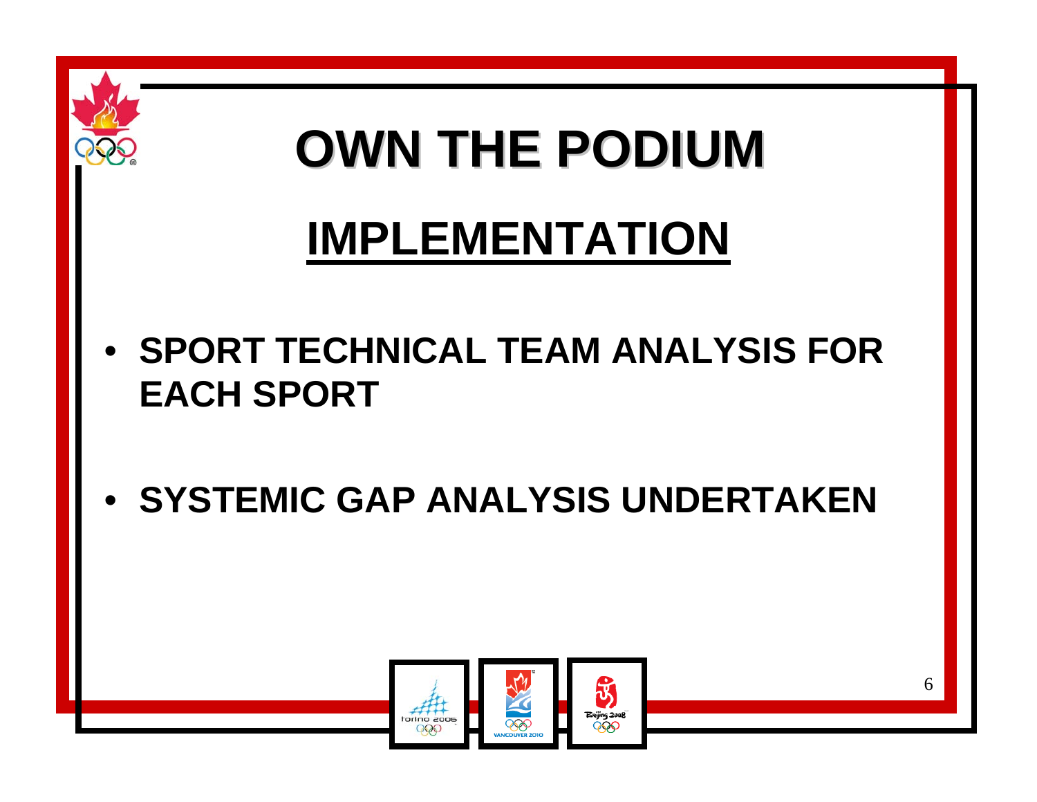# OWN THE PODIUM

## IMPLEMENTATION

- **SPORT TECHNICAL TEAM ANALYSIS FOR EACH SPORT**

- **SYSTEMIC GAP ANALYSIS UNDERTAKEN**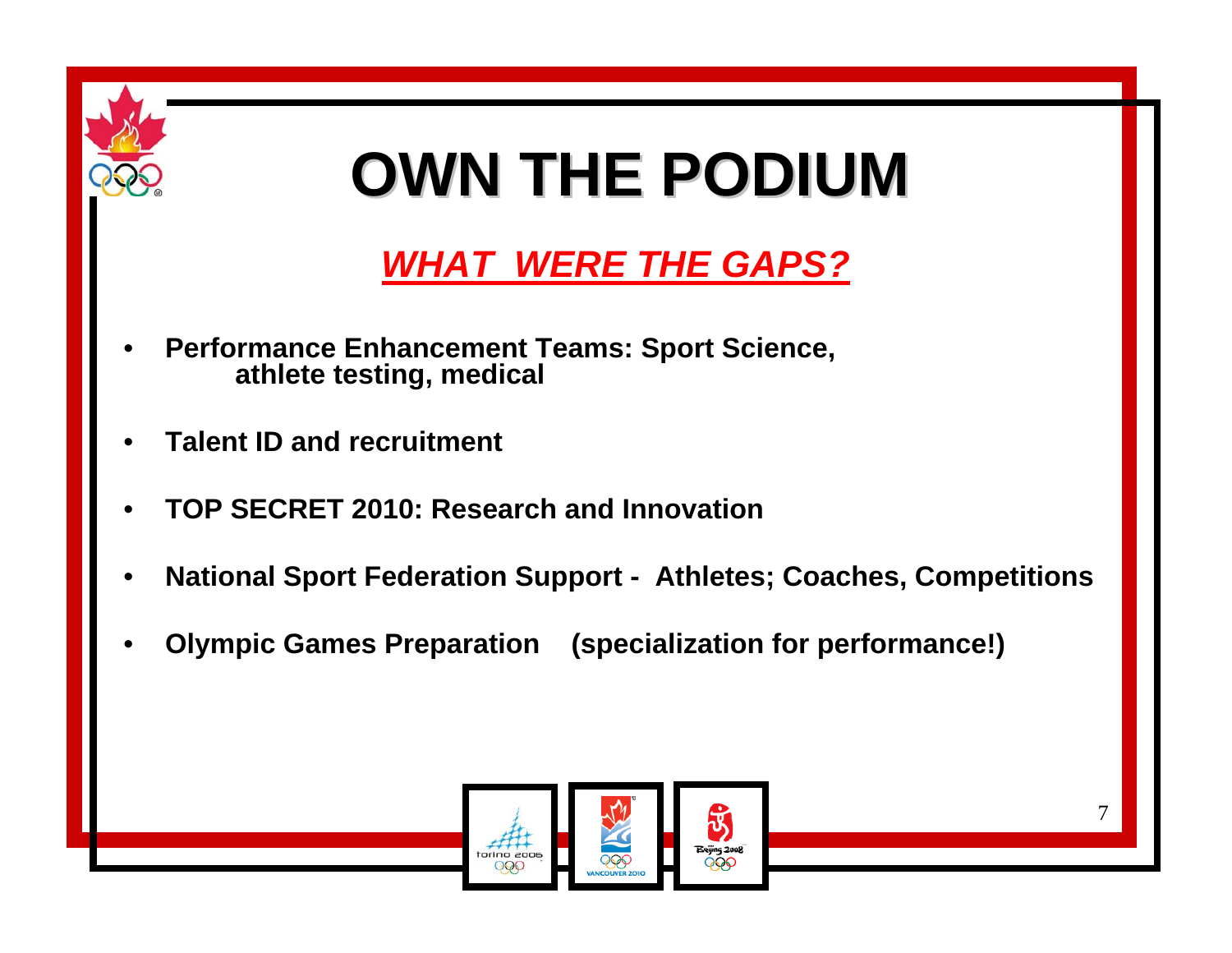# OWN THE PODIUM

## ***WHAT WERE THE GAPS?***

- **Performance Enhancement Teams: Sport Science, athlete testing, medical**
- **Talent ID and recruitment**
- **TOP SECRET 2010: Research and Innovation**
- **National Sport Federation Support - Athletes; Coaches, Competitions**
- **Olympic Games Preparation (specialization for performance!)**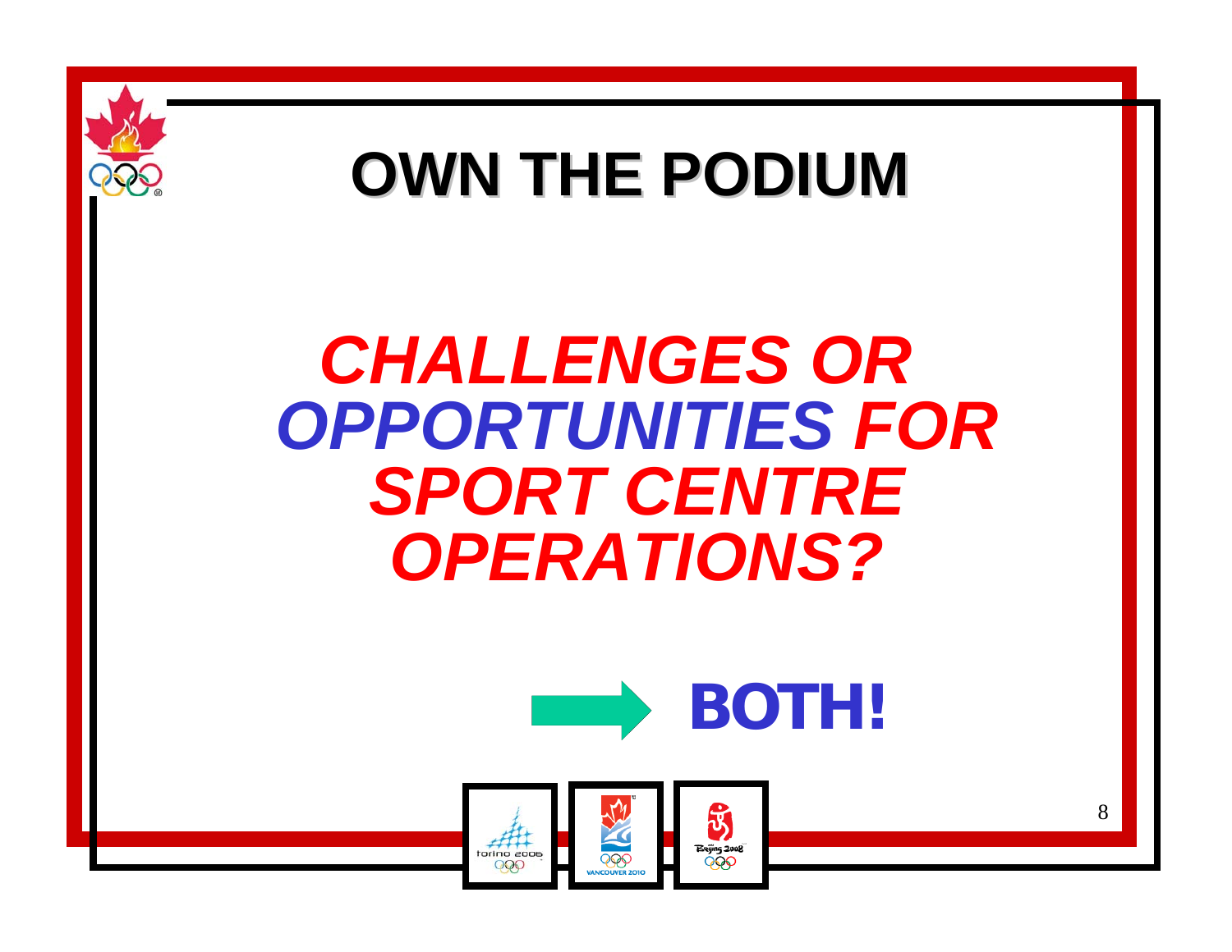# OWN THE PODIUM

## *CHALLENGES OR OPPORTUNITIES FOR SPORT CENTRE OPERATIONS?*

→ **BOTH!**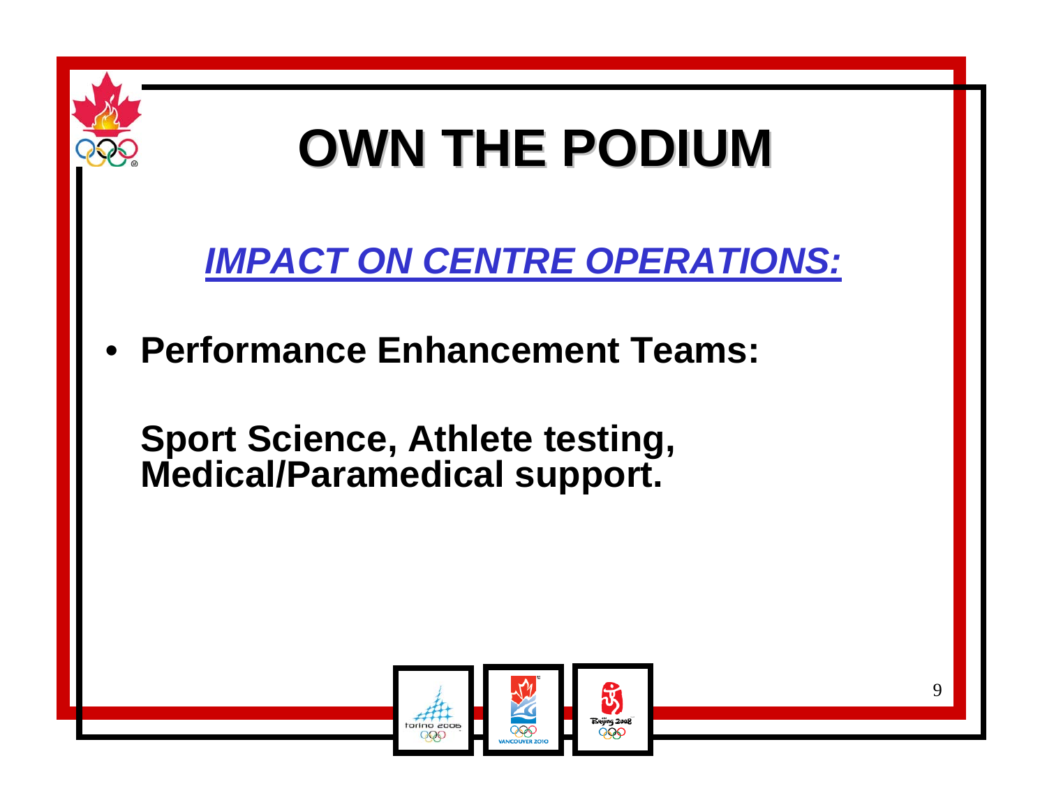# OWN THE PODIUM

***IMPACT ON CENTRE OPERATIONS:***

- **Performance Enhancement Teams:**

  **Sport Science, Athlete testing, Medical/Paramedical support.**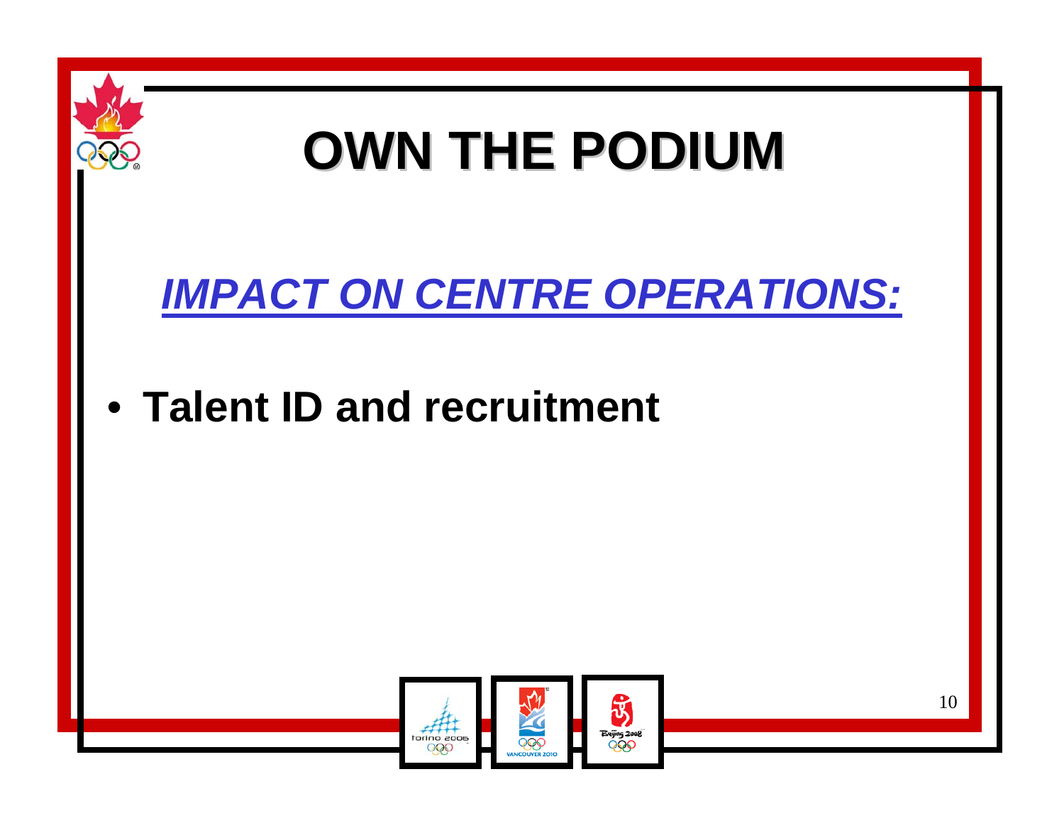# OWN THE PODIUM

## *IMPACT ON CENTRE OPERATIONS:*

- **Talent ID and recruitment**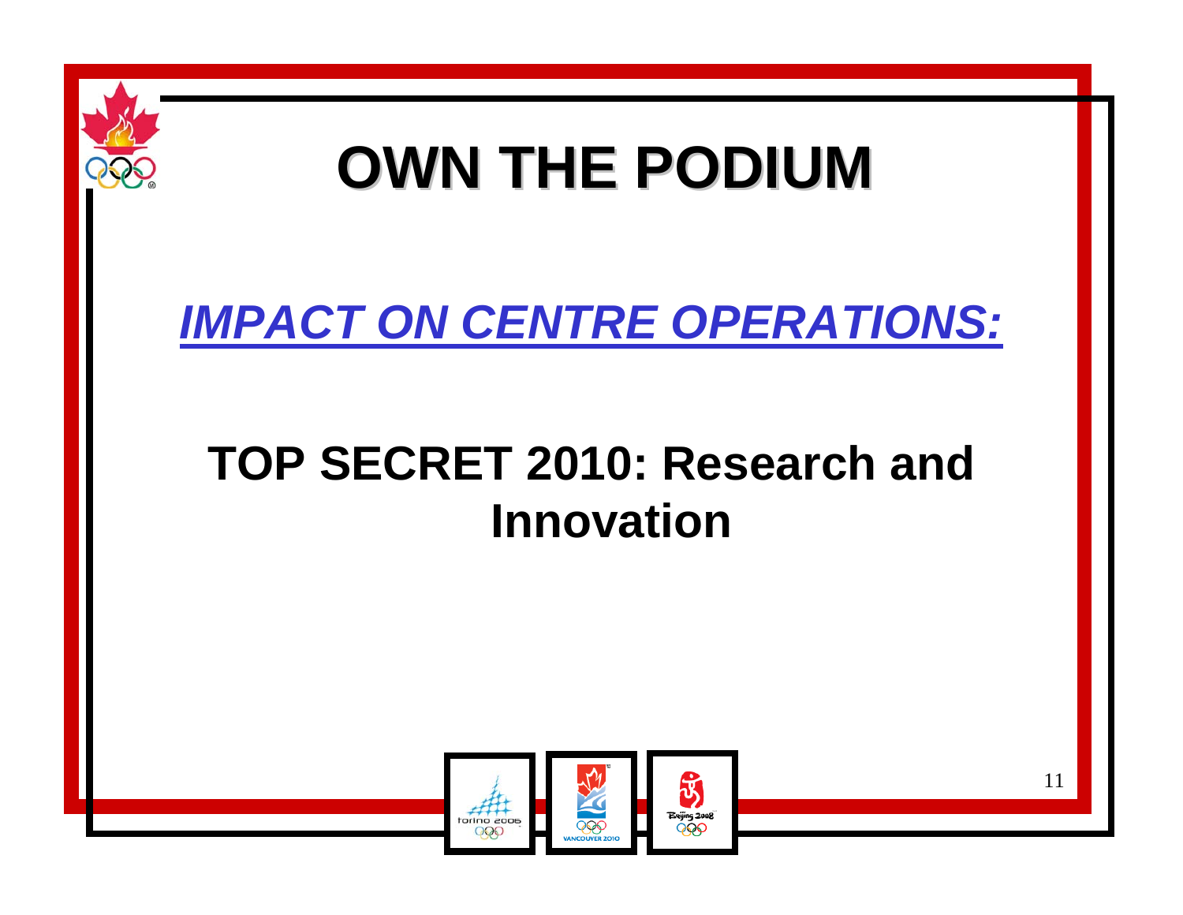# OWN THE PODIUM

## *IMPACT ON CENTRE OPERATIONS:*

## TOP SECRET 2010: Research and Innovation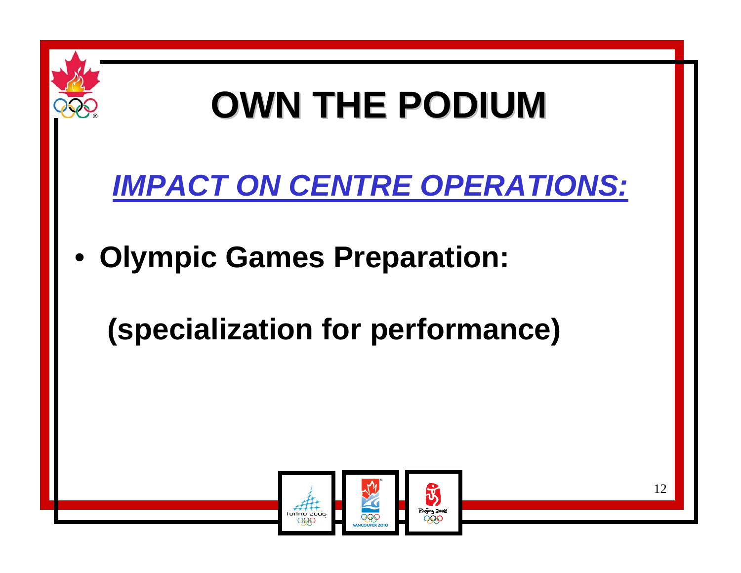# OWN THE PODIUM

## ***IMPACT ON CENTRE OPERATIONS:***

- **Olympic Games Preparation:**

  **(specialization for performance)**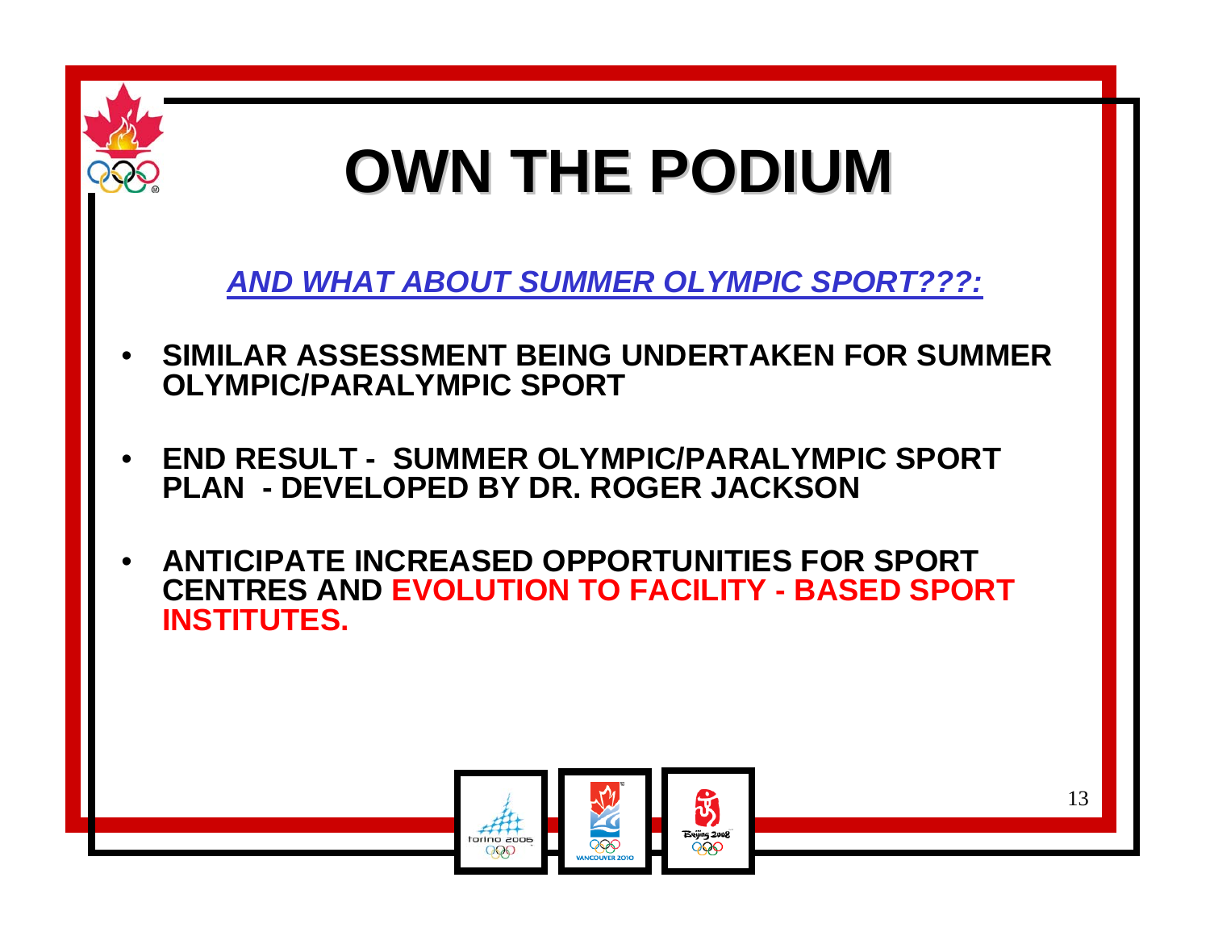# OWN THE PODIUM

***AND WHAT ABOUT SUMMER OLYMPIC SPORT???:***

- **SIMILAR ASSESSMENT BEING UNDERTAKEN FOR SUMMER OLYMPIC/PARALYMPIC SPORT**
- **END RESULT - SUMMER OLYMPIC/PARALYMPIC SPORT PLAN - DEVELOPED BY DR. ROGER JACKSON**
- **ANTICIPATE INCREASED OPPORTUNITIES FOR SPORT CENTRES AND EVOLUTION TO FACILITY - BASED SPORT INSTITUTES.**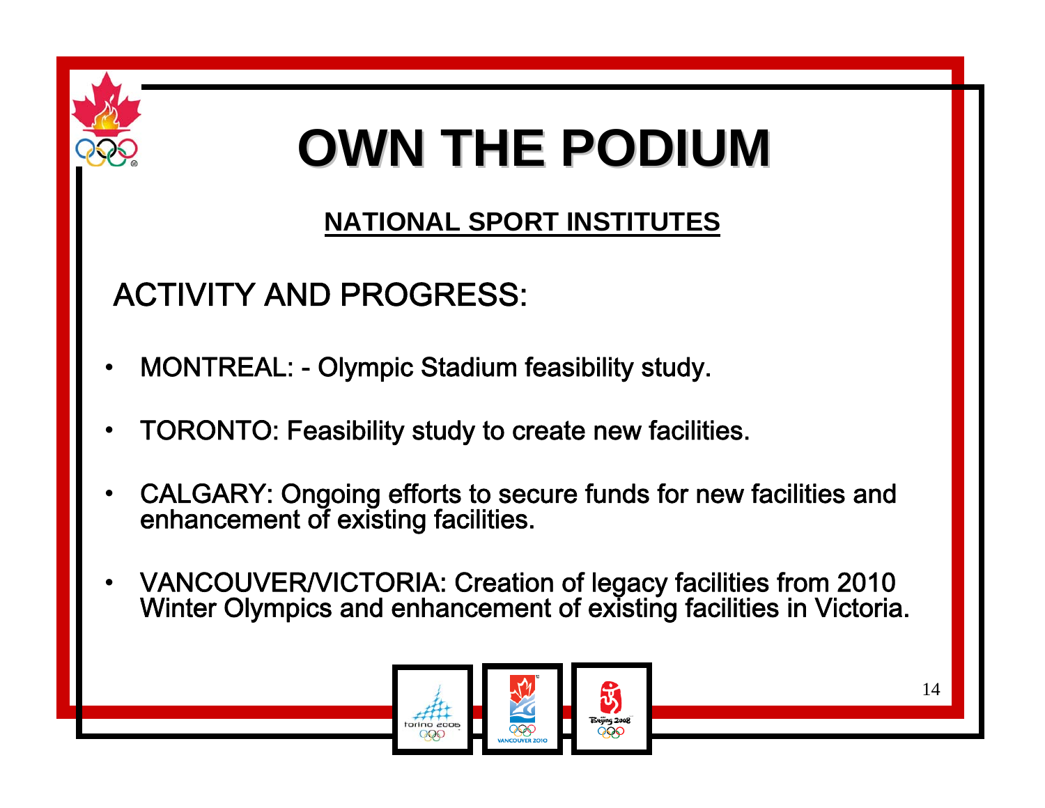# OWN THE PODIUM

## NATIONAL SPORT INSTITUTES

### ACTIVITY AND PROGRESS:

- MONTREAL: - Olympic Stadium feasibility study.
- TORONTO: Feasibility study to create new facilities.
- CALGARY: Ongoing efforts to secure funds for new facilities and enhancement of existing facilities.
- VANCOUVER/VICTORIA: Creation of legacy facilities from 2010 Winter Olympics and enhancement of existing facilities in Victoria.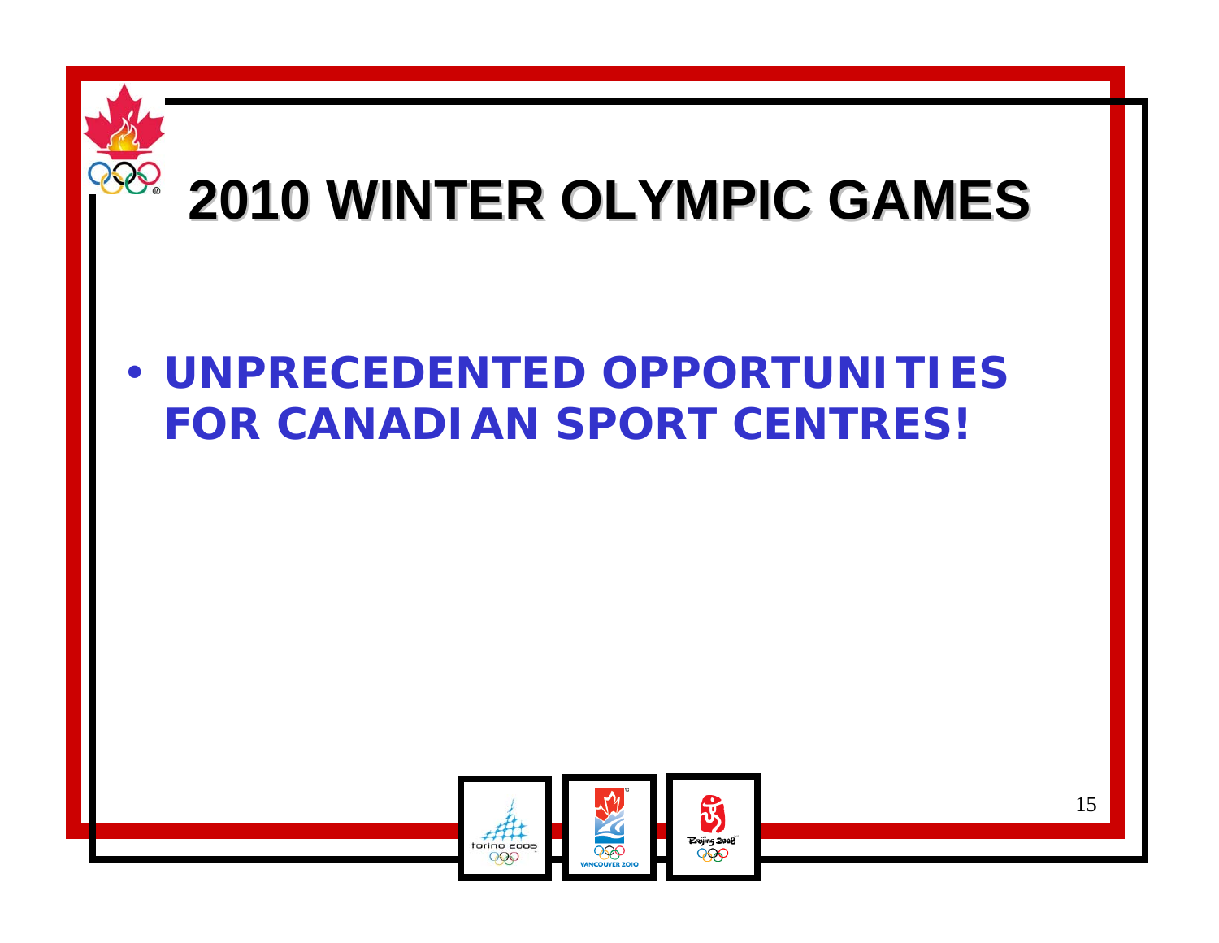# 2010 WINTER OLYMPIC GAMES

- **UNPRECEDENTED OPPORTUNITIES FOR CANADIAN SPORT CENTRES!**